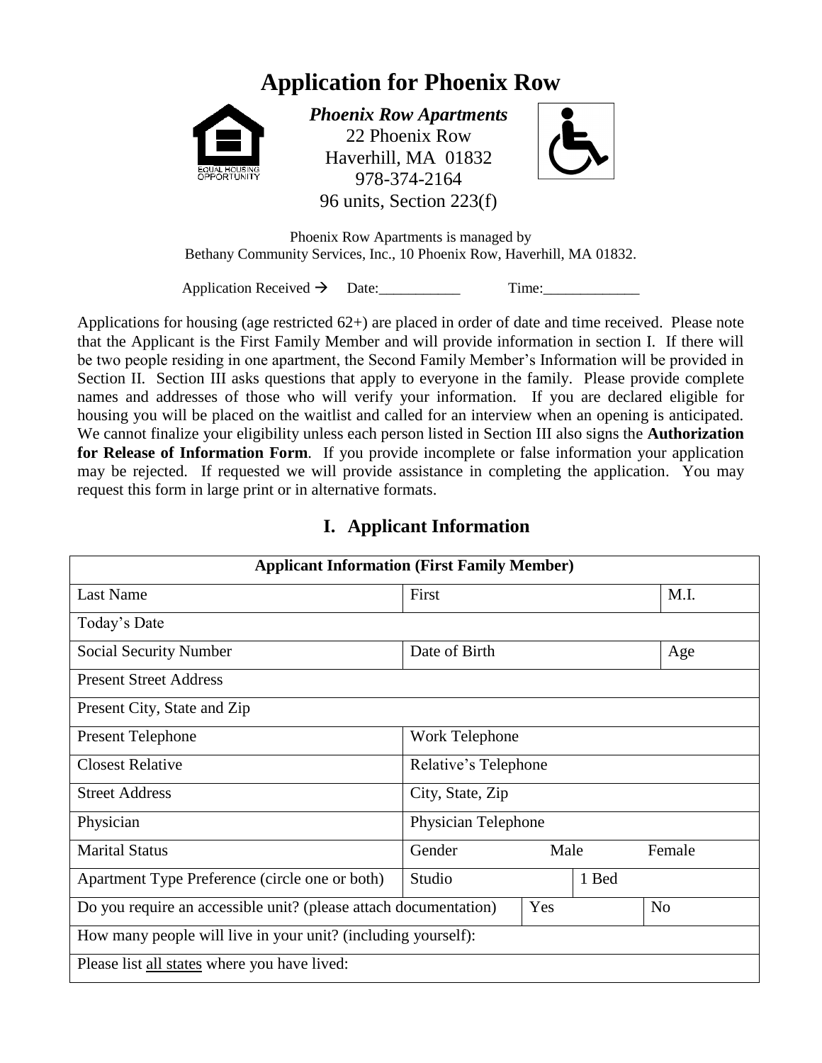# Application for Phoenix Row

EQUAL HOUSING OPPORTUNITY

***Phoenix Row Apartments***
22 Phoenix Row
Haverhill, MA 01832
978-374-2164
96 units, Section 223(f)

Phoenix Row Apartments is managed by
Bethany Community Services, Inc., 10 Phoenix Row, Haverhill, MA 01832.

Application Received → Date:___________ Time:_____________

Applications for housing (age restricted 62+) are placed in order of date and time received. Please note that the Applicant is the First Family Member and will provide information in section I. If there will be two people residing in one apartment, the Second Family Member's Information will be provided in Section II. Section III asks questions that apply to everyone in the family. Please provide complete names and addresses of those who will verify your information. If you are declared eligible for housing you will be placed on the waitlist and called for an interview when an opening is anticipated. We cannot finalize your eligibility unless each person listed in Section III also signs the **Authorization for Release of Information Form**. If you provide incomplete or false information your application may be rejected. If requested we will provide assistance in completing the application. You may request this form in large print or in alternative formats.

## I. Applicant Information

| **Applicant Information (First Family Member)** | | | | |
|---|---|---|---|---|
| Last Name | First | | | M.I. |
| Today's Date | | | | |
| Social Security Number | Date of Birth | | | Age |
| Present Street Address | | | | |
| Present City, State and Zip | | | | |
| Present Telephone | Work Telephone | | | |
| Closest Relative | Relative's Telephone | | | |
| Street Address | City, State, Zip | | | |
| Physician | Physician Telephone | | | |
| Marital Status | Gender | Male | | Female |
| Apartment Type Preference (circle one or both) | Studio | | 1 Bed | |
| Do you require an accessible unit? (please attach documentation) | | Yes | | No |
| How many people will live in your unit? (including yourself): | | | | |
| Please list all states where you have lived: | | | | |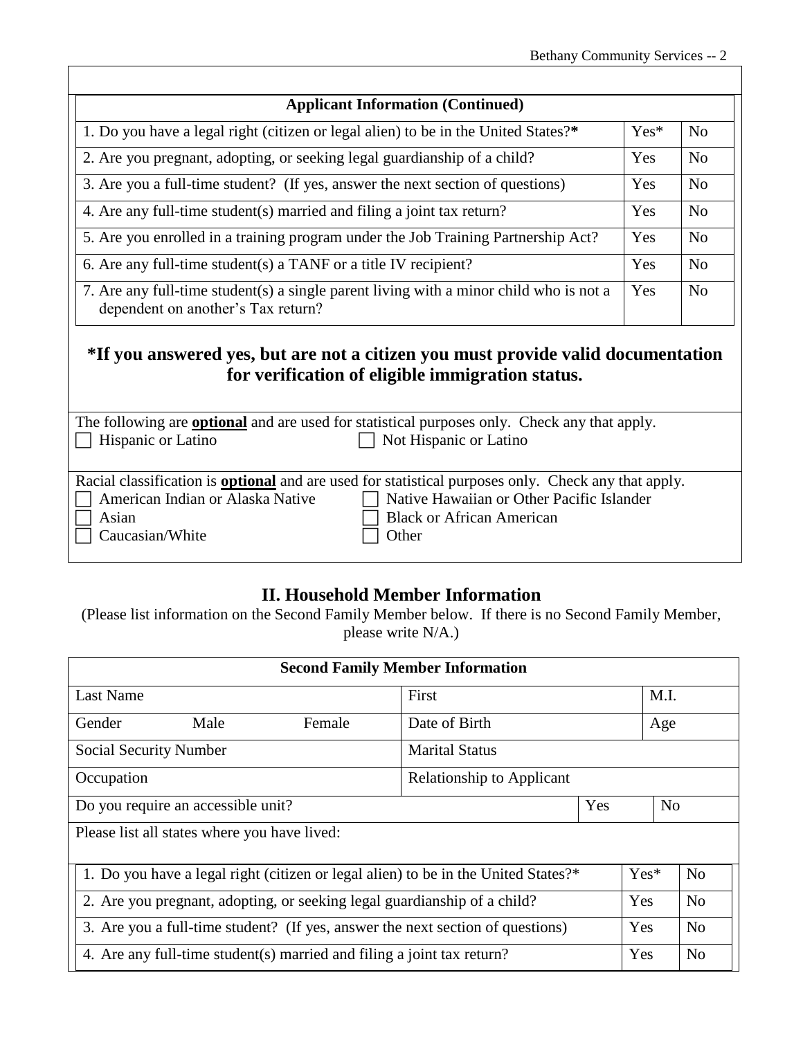| Applicant Information (Continued) | | |
|---|---|---|
| 1. Do you have a legal right (citizen or legal alien) to be in the United States?**\*** | Yes* | No |
| 2. Are you pregnant, adopting, or seeking legal guardianship of a child? | Yes | No |
| 3. Are you a full-time student? (If yes, answer the next section of questions) | Yes | No |
| 4. Are any full-time student(s) married and filing a joint tax return? | Yes | No |
| 5. Are you enrolled in a training program under the Job Training Partnership Act? | Yes | No |
| 6. Are any full-time student(s) a TANF or a title IV recipient? | Yes | No |
| 7. Are any full-time student(s) a single parent living with a minor child who is not a dependent on another's Tax return? | Yes | No |

**\*If you answered yes, but are not a citizen you must provide valid documentation for verification of eligible immigration status.**

The following are **optional** and are used for statistical purposes only. Check any that apply.

- ☐ Hispanic or Latino
- ☐ Not Hispanic or Latino

Racial classification is **optional** and are used for statistical purposes only. Check any that apply.

- ☐ American Indian or Alaska Native
- ☐ Native Hawaiian or Other Pacific Islander
- ☐ Asian
- ☐ Black or African American
- ☐ Caucasian/White
- ☐ Other

## II. Household Member Information

(Please list information on the Second Family Member below. If there is no Second Family Member, please write N/A.)

| Second Family Member Information | | | |
|---|---|---|---|
| Last Name | First | | M.I. |
| Gender Male Female | Date of Birth | | Age |
| Social Security Number | Marital Status | | |
| Occupation | Relationship to Applicant | | |
| Do you require an accessible unit? | | Yes | No |
| Please list all states where you have lived: | | | |

| | | |
|---|---|---|
| 1. Do you have a legal right (citizen or legal alien) to be in the United States?* | Yes* | No |
| 2. Are you pregnant, adopting, or seeking legal guardianship of a child? | Yes | No |
| 3. Are you a full-time student? (If yes, answer the next section of questions) | Yes | No |
| 4. Are any full-time student(s) married and filing a joint tax return? | Yes | No |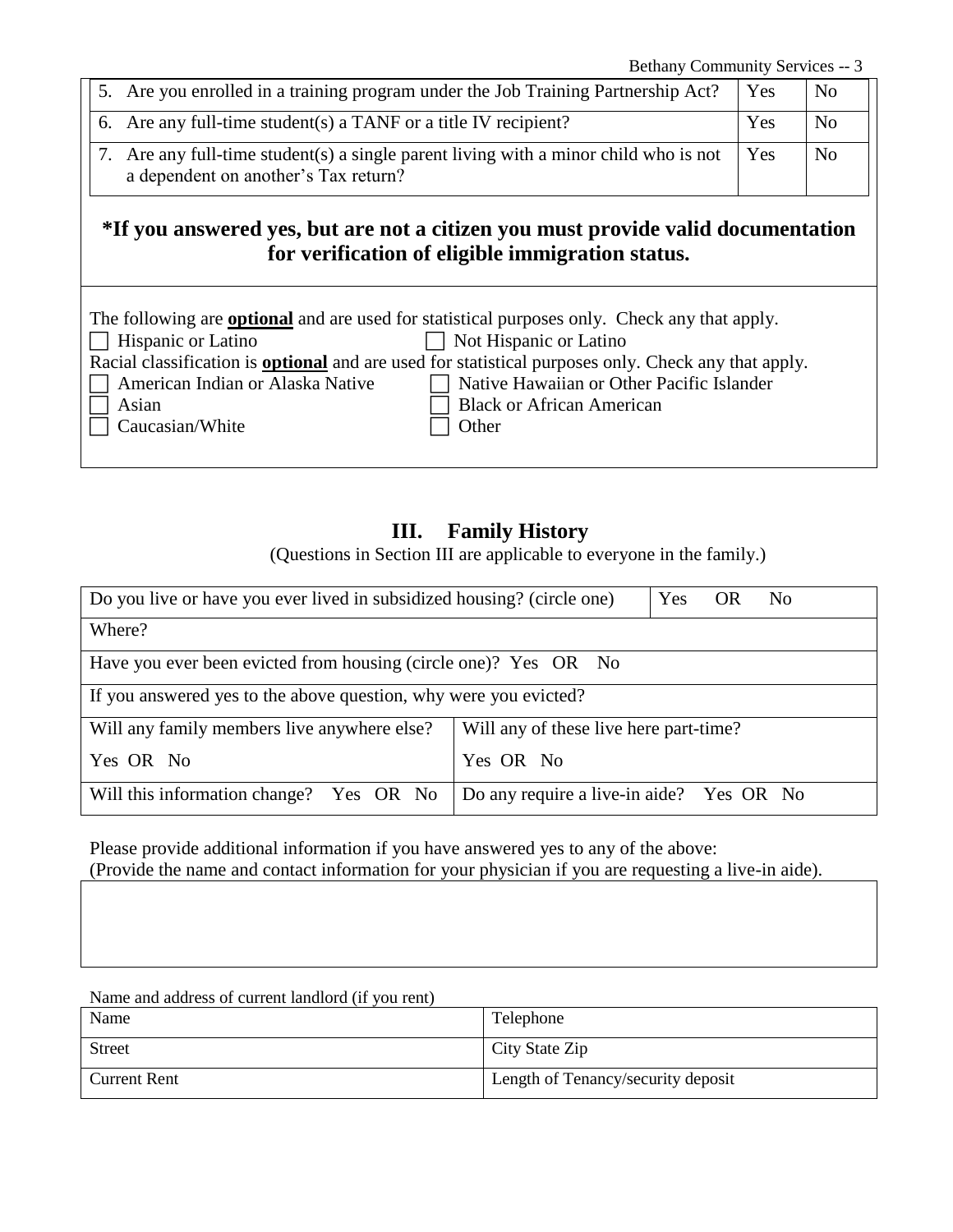| | | |
|---|---|---|
| 5. Are you enrolled in a training program under the Job Training Partnership Act? | Yes | No |
| 6. Are any full-time student(s) a TANF or a title IV recipient? | Yes | No |
| 7. Are any full-time student(s) a single parent living with a minor child who is not a dependent on another's Tax return? | Yes | No |

**\*If you answered yes, but are not a citizen you must provide valid documentation for verification of eligible immigration status.**

The following are **optional** and are used for statistical purposes only. Check any that apply.

☐ Hispanic or Latino ☐ Not Hispanic or Latino

Racial classification is **optional** and are used for statistical purposes only. Check any that apply.

☐ American Indian or Alaska Native ☐ Native Hawaiian or Other Pacific Islander
☐ Asian ☐ Black or African American
☐ Caucasian/White ☐ Other

## III. Family History

(Questions in Section III are applicable to everyone in the family.)

| | |
|---|---|
| Do you live or have you ever lived in subsidized housing? (circle one) | Yes OR No |
| Where? | |
| Have you ever been evicted from housing (circle one)? Yes OR No | |
| If you answered yes to the above question, why were you evicted? | |
| Will any family members live anywhere else? Yes OR No | Will any of these live here part-time? Yes OR No |
| Will this information change? Yes OR No | Do any require a live-in aide? Yes OR No |

Please provide additional information if you have answered yes to any of the above:
(Provide the name and contact information for your physician if you are requesting a live-in aide).

| |
|---|
| |

Name and address of current landlord (if you rent)

| | |
|---|---|
| Name | Telephone |
| Street | City State Zip |
| Current Rent | Length of Tenancy/security deposit |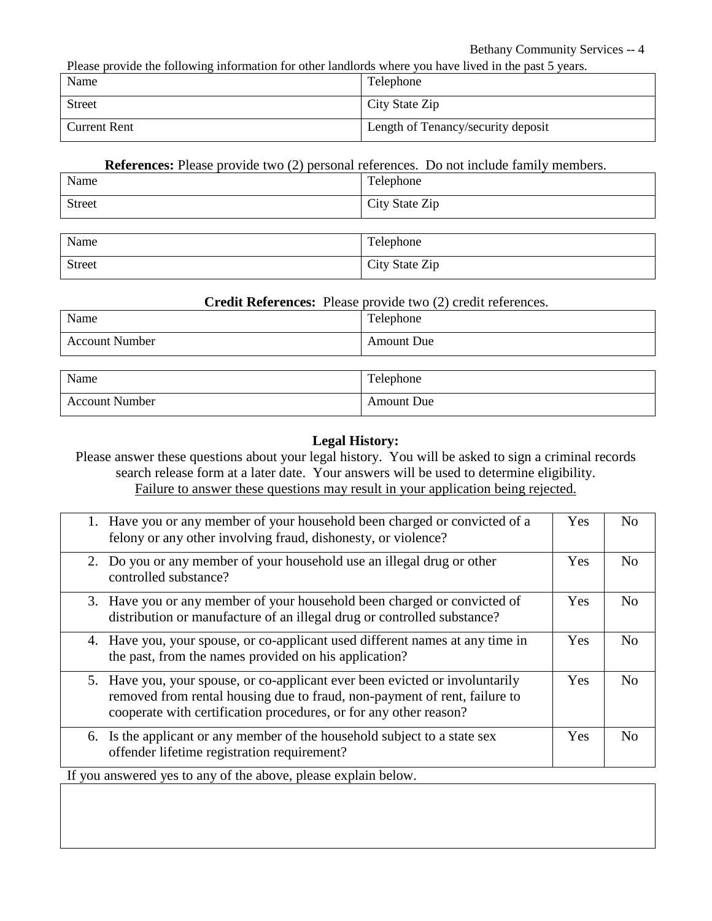Please provide the following information for other landlords where you have lived in the past 5 years.

| | |
|---|---|
| Name | Telephone |
| Street | City State Zip |
| Current Rent | Length of Tenancy/security deposit |

**References:** Please provide two (2) personal references. Do not include family members.

| | |
|---|---|
| Name | Telephone |
| Street | City State Zip |

| | |
|---|---|
| Name | Telephone |
| Street | City State Zip |

**Credit References:** Please provide two (2) credit references.

| | |
|---|---|
| Name | Telephone |
| Account Number | Amount Due |

| | |
|---|---|
| Name | Telephone |
| Account Number | Amount Due |

**Legal History:**

Please answer these questions about your legal history. You will be asked to sign a criminal records search release form at a later date. Your answers will be used to determine eligibility.
<u>Failure to answer these questions may result in your application being rejected.</u>

| | | |
|---|---|---|
| 1. Have you or any member of your household been charged or convicted of a felony or any other involving fraud, dishonesty, or violence? | Yes | No |
| 2. Do you or any member of your household use an illegal drug or other controlled substance? | Yes | No |
| 3. Have you or any member of your household been charged or convicted of distribution or manufacture of an illegal drug or controlled substance? | Yes | No |
| 4. Have you, your spouse, or co-applicant used different names at any time in the past, from the names provided on his application? | Yes | No |
| 5. Have you, your spouse, or co-applicant ever been evicted or involuntarily removed from rental housing due to fraud, non-payment of rent, failure to cooperate with certification procedures, or for any other reason? | Yes | No |
| 6. Is the applicant or any member of the household subject to a state sex offender lifetime registration requirement? | Yes | No |

If you answered yes to any of the above, please explain below.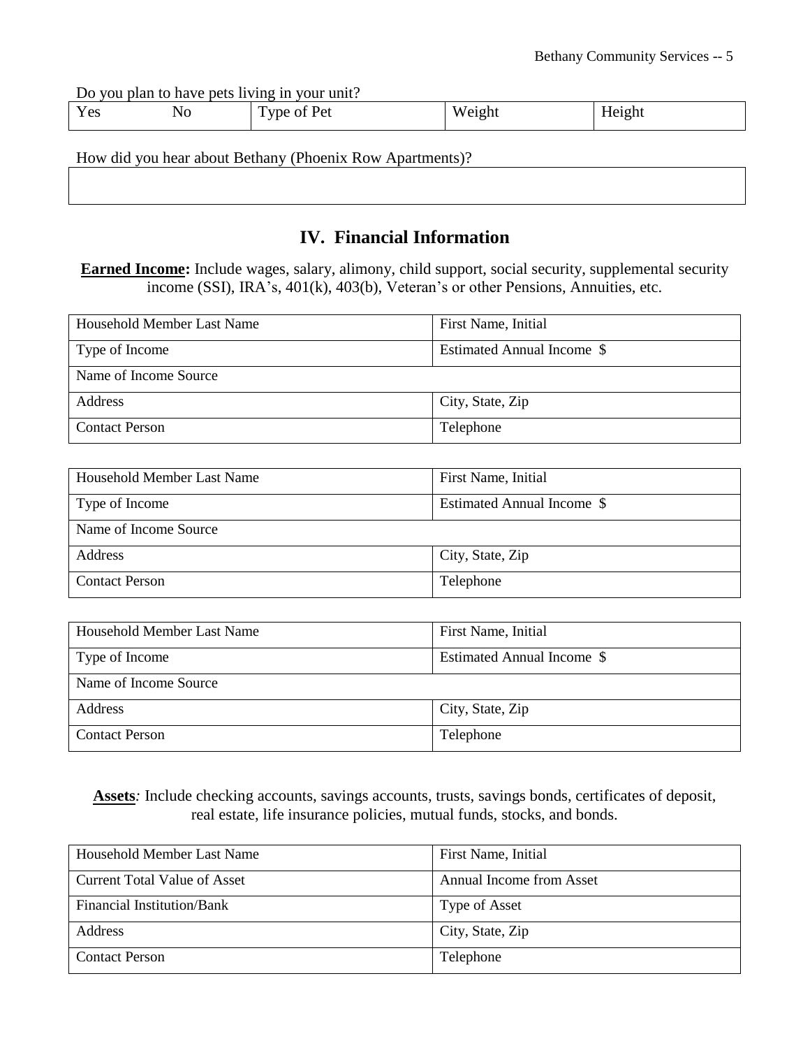Do you plan to have pets living in your unit?

| Yes | No | Type of Pet | Weight | Height |
| --- | --- | --- | --- | --- |

How did you hear about Bethany (Phoenix Row Apartments)?

| |
| --- |
| |

## IV. Financial Information

**Earned Income:** Include wages, salary, alimony, child support, social security, supplemental security income (SSI), IRA's, 401(k), 403(b), Veteran's or other Pensions, Annuities, etc.

| | |
| --- | --- |
| Household Member Last Name | First Name, Initial |
| Type of Income | Estimated Annual Income $ |
| Name of Income Source | |
| Address | City, State, Zip |
| Contact Person | Telephone |

| | |
| --- | --- |
| Household Member Last Name | First Name, Initial |
| Type of Income | Estimated Annual Income $ |
| Name of Income Source | |
| Address | City, State, Zip |
| Contact Person | Telephone |

| | |
| --- | --- |
| Household Member Last Name | First Name, Initial |
| Type of Income | Estimated Annual Income $ |
| Name of Income Source | |
| Address | City, State, Zip |
| Contact Person | Telephone |

**Assets***:* Include checking accounts, savings accounts, trusts, savings bonds, certificates of deposit, real estate, life insurance policies, mutual funds, stocks, and bonds.

| | |
| --- | --- |
| Household Member Last Name | First Name, Initial |
| Current Total Value of Asset | Annual Income from Asset |
| Financial Institution/Bank | Type of Asset |
| Address | City, State, Zip |
| Contact Person | Telephone |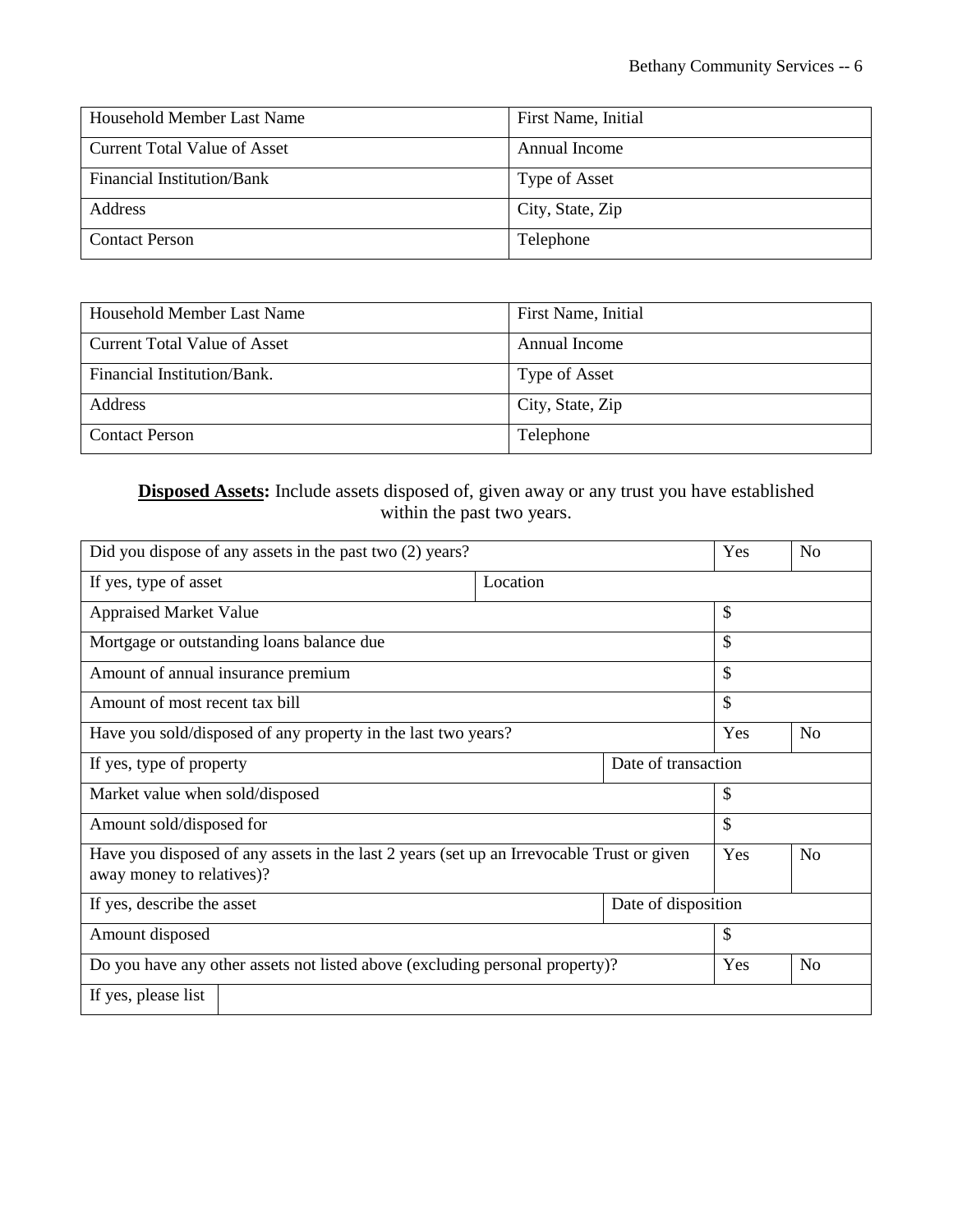| | |
|---|---|
| Household Member Last Name | First Name, Initial |
| Current Total Value of Asset | Annual Income |
| Financial Institution/Bank | Type of Asset |
| Address | City, State, Zip |
| Contact Person | Telephone |

| | |
|---|---|
| Household Member Last Name | First Name, Initial |
| Current Total Value of Asset | Annual Income |
| Financial Institution/Bank. | Type of Asset |
| Address | City, State, Zip |
| Contact Person | Telephone |

**Disposed Assets:** Include assets disposed of, given away or any trust you have established within the past two years.

| | | | |
|---|---|---|---|
| Did you dispose of any assets in the past two (2) years? | | Yes | No |
| If yes, type of asset | Location | | |
| Appraised Market Value | | $ | |
| Mortgage or outstanding loans balance due | | $ | |
| Amount of annual insurance premium | | $ | |
| Amount of most recent tax bill | | $ | |
| Have you sold/disposed of any property in the last two years? | | Yes | No |
| If yes, type of property | Date of transaction | | |
| Market value when sold/disposed | | $ | |
| Amount sold/disposed for | | $ | |
| Have you disposed of any assets in the last 2 years (set up an Irrevocable Trust or given away money to relatives)? | | Yes | No |
| If yes, describe the asset | Date of disposition | | |
| Amount disposed | | $ | |
| Do you have any other assets not listed above (excluding personal property)? | | Yes | No |
| If yes, please list | | | |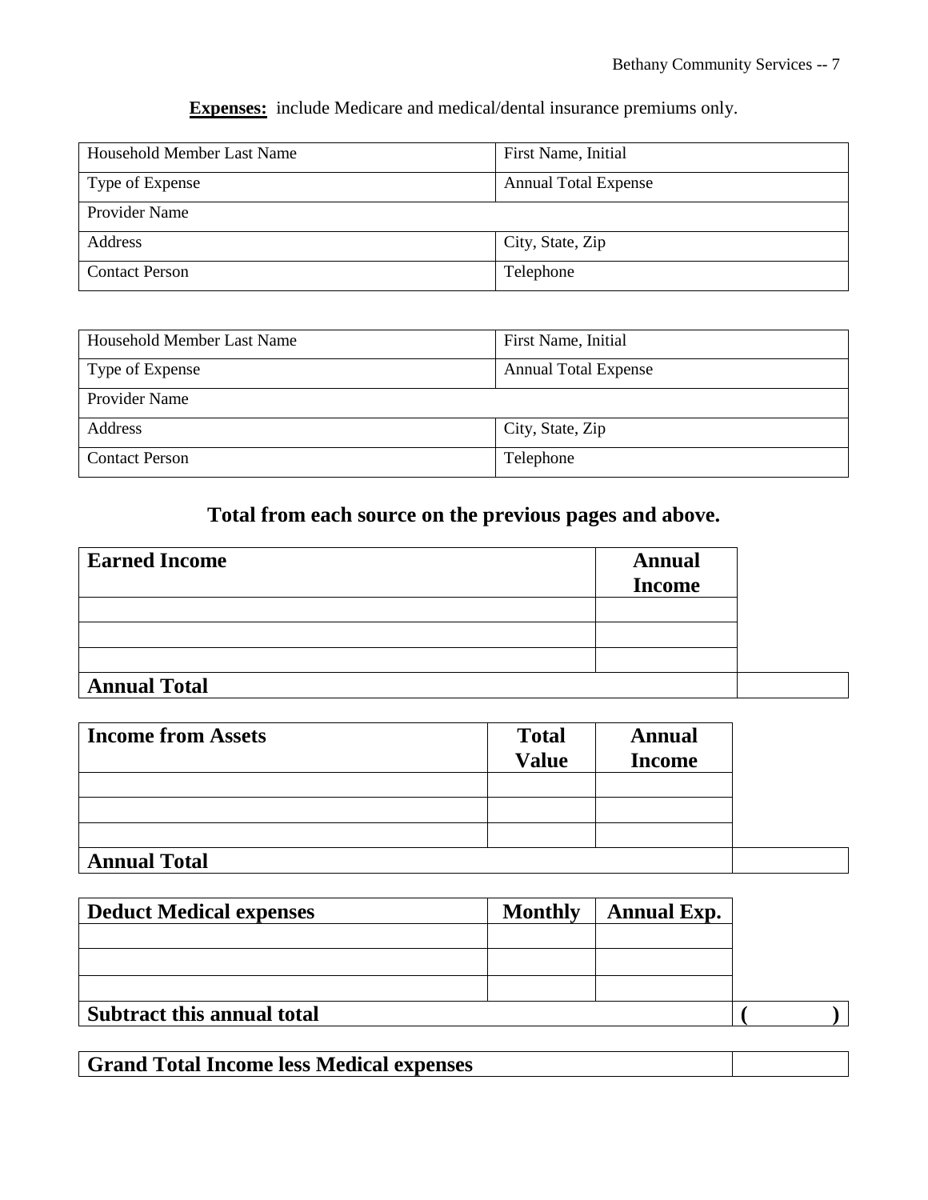**Expenses:** include Medicare and medical/dental insurance premiums only.

| | |
|---|---|
| Household Member Last Name | First Name, Initial |
| Type of Expense | Annual Total Expense |
| Provider Name | |
| Address | City, State, Zip |
| Contact Person | Telephone |

| | |
|---|---|
| Household Member Last Name | First Name, Initial |
| Type of Expense | Annual Total Expense |
| Provider Name | |
| Address | City, State, Zip |
| Contact Person | Telephone |

## Total from each source on the previous pages and above.

| **Earned Income** | **Annual Income** | |
|---|---|---|
| | | |
| | | |
| | | |
| **Annual Total** | | |

| **Income from Assets** | **Total Value** | **Annual Income** | |
|---|---|---|---|
| | | | |
| | | | |
| | | | |
| **Annual Total** | | | |

| **Deduct Medical expenses** | **Monthly** | **Annual Exp.** | |
|---|---|---|---|
| | | | |
| | | | |
| | | | |
| **Subtract this annual total** | | | **( )** |

| | |
|---|---|
| **Grand Total Income less Medical expenses** | |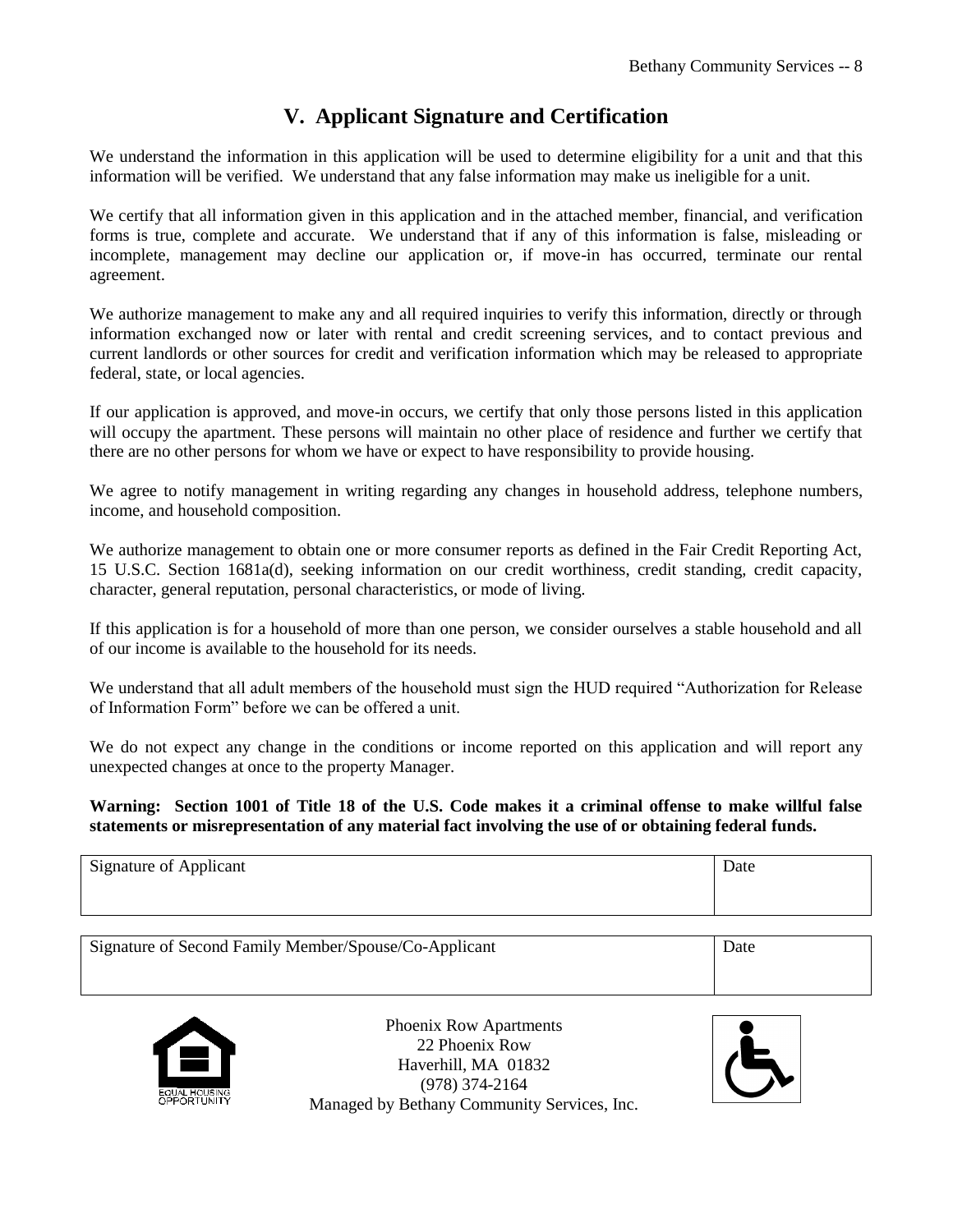## V. Applicant Signature and Certification

We understand the information in this application will be used to determine eligibility for a unit and that this information will be verified. We understand that any false information may make us ineligible for a unit.

We certify that all information given in this application and in the attached member, financial, and verification forms is true, complete and accurate. We understand that if any of this information is false, misleading or incomplete, management may decline our application or, if move-in has occurred, terminate our rental agreement.

We authorize management to make any and all required inquiries to verify this information, directly or through information exchanged now or later with rental and credit screening services, and to contact previous and current landlords or other sources for credit and verification information which may be released to appropriate federal, state, or local agencies.

If our application is approved, and move-in occurs, we certify that only those persons listed in this application will occupy the apartment. These persons will maintain no other place of residence and further we certify that there are no other persons for whom we have or expect to have responsibility to provide housing.

We agree to notify management in writing regarding any changes in household address, telephone numbers, income, and household composition.

We authorize management to obtain one or more consumer reports as defined in the Fair Credit Reporting Act, 15 U.S.C. Section 1681a(d), seeking information on our credit worthiness, credit standing, credit capacity, character, general reputation, personal characteristics, or mode of living.

If this application is for a household of more than one person, we consider ourselves a stable household and all of our income is available to the household for its needs.

We understand that all adult members of the household must sign the HUD required "Authorization for Release of Information Form" before we can be offered a unit.

We do not expect any change in the conditions or income reported on this application and will report any unexpected changes at once to the property Manager.

**Warning: Section 1001 of Title 18 of the U.S. Code makes it a criminal offense to make willful false statements or misrepresentation of any material fact involving the use of or obtaining federal funds.**

| Signature of Applicant | Date |
|---|---|
| | |

| Signature of Second Family Member/Spouse/Co-Applicant | Date |
|---|---|
| | |

EQUAL HOUSING OPPORTUNITY

Phoenix Row Apartments
22 Phoenix Row
Haverhill, MA 01832
(978) 374-2164
Managed by Bethany Community Services, Inc.